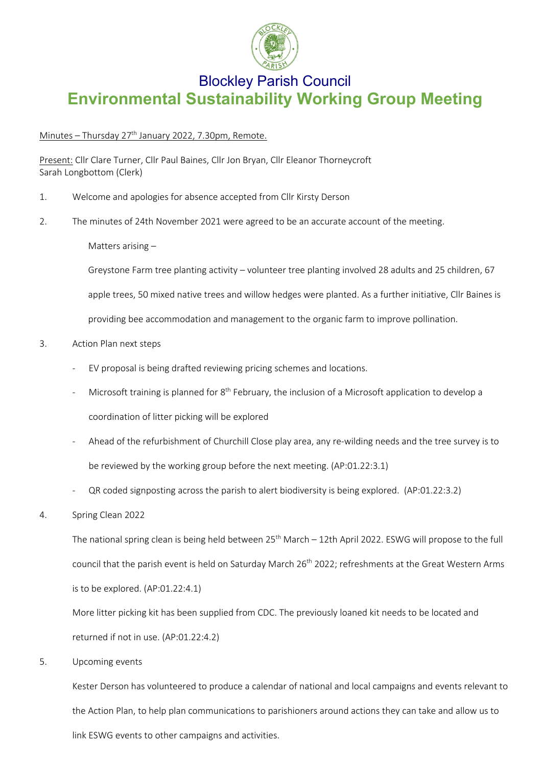# Blockley Parish Council

## Environmental Sustainability Working Group Meeting

Minutes – Thursday 27th January 2022, 7.30pm, Remote.

Present: Cllr Clare Turner, Cllr Paul Baines, Cllr Jon Bryan, Cllr Eleanor Thorneycroft
Sarah Longbottom (Clerk)

1. Welcome and apologies for absence accepted from Cllr Kirsty Derson

2. The minutes of 24th November 2021 were agreed to be an accurate account of the meeting.

   Matters arising –

   Greystone Farm tree planting activity – volunteer tree planting involved 28 adults and 25 children, 67 apple trees, 50 mixed native trees and willow hedges were planted. As a further initiative, Cllr Baines is providing bee accommodation and management to the organic farm to improve pollination.

3. Action Plan next steps

   - EV proposal is being drafted reviewing pricing schemes and locations.
   - Microsoft training is planned for 8th February, the inclusion of a Microsoft application to develop a coordination of litter picking will be explored
   - Ahead of the refurbishment of Churchill Close play area, any re-wilding needs and the tree survey is to be reviewed by the working group before the next meeting. (AP:01.22:3.1)
   - QR coded signposting across the parish to alert biodiversity is being explored. (AP:01.22:3.2)

4. Spring Clean 2022

   The national spring clean is being held between 25th March – 12th April 2022. ESWG will propose to the full council that the parish event is held on Saturday March 26th 2022; refreshments at the Great Western Arms is to be explored. (AP:01.22:4.1)

   More litter picking kit has been supplied from CDC. The previously loaned kit needs to be located and returned if not in use. (AP:01.22:4.2)

5. Upcoming events

   Kester Derson has volunteered to produce a calendar of national and local campaigns and events relevant to the Action Plan, to help plan communications to parishioners around actions they can take and allow us to link ESWG events to other campaigns and activities.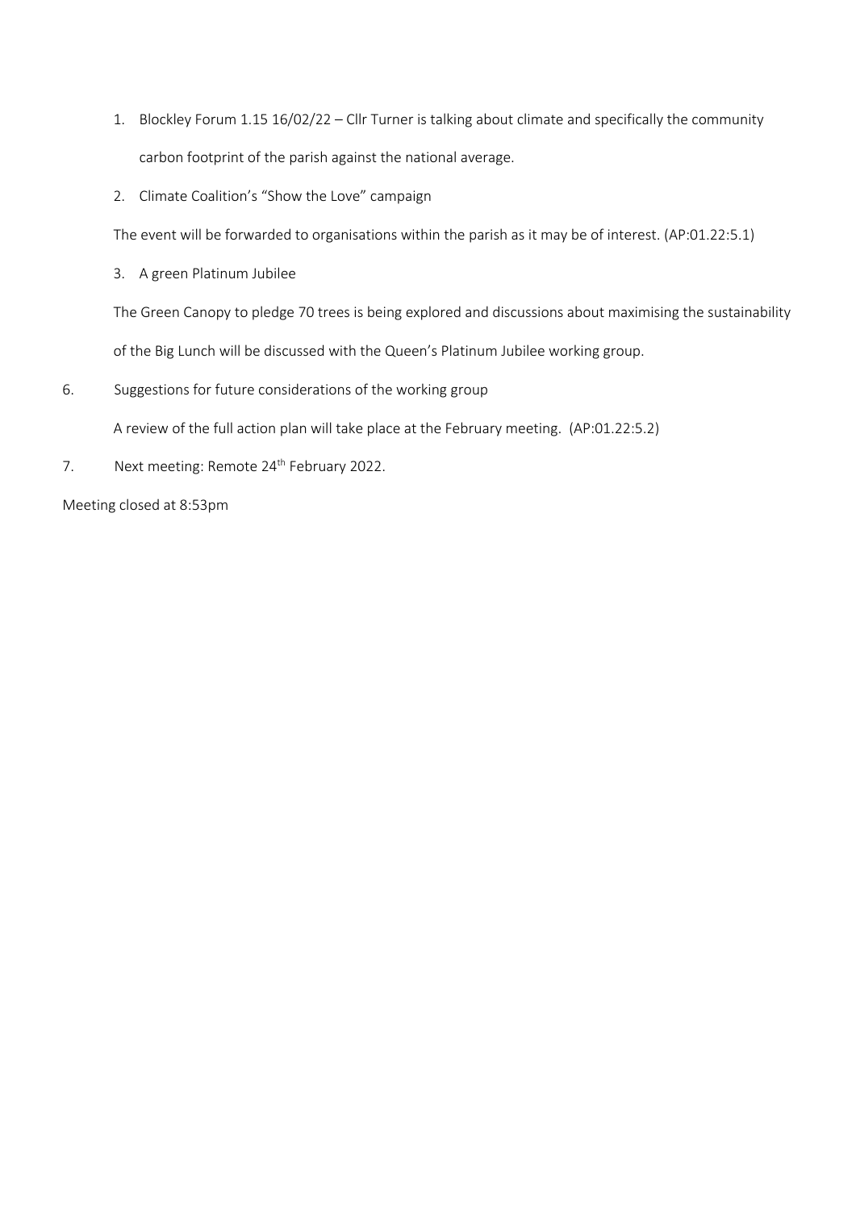1. Blockley Forum 1.15 16/02/22 – Cllr Turner is talking about climate and specifically the community carbon footprint of the parish against the national average.
2. Climate Coalition's "Show the Love" campaign

   The event will be forwarded to organisations within the parish as it may be of interest. (AP:01.22:5.1)

3. A green Platinum Jubilee

   The Green Canopy to pledge 70 trees is being explored and discussions about maximising the sustainability of the Big Lunch will be discussed with the Queen's Platinum Jubilee working group.

6. Suggestions for future considerations of the working group

   A review of the full action plan will take place at the February meeting. (AP:01.22:5.2)

7. Next meeting: Remote 24th February 2022.

Meeting closed at 8:53pm